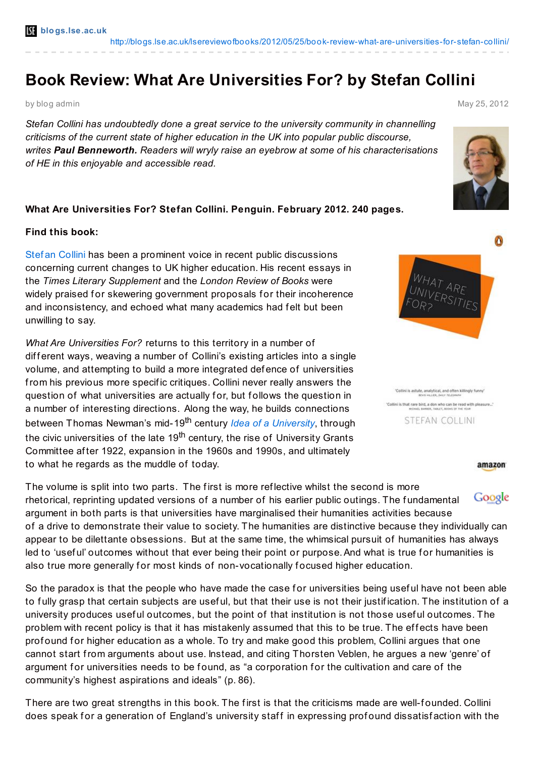# Book Review: What Are Universities For? by Stefan Collini

by blog admin

May 25, 2012

*Stefan Collini has undoubtedly done a great service to the university community in channelling criticisms of the current state of higher education in the UK into popular public discourse, writes **Paul Benneworth.** Readers will wryly raise an eyebrow at some of his characterisations of HE in this enjoyable and accessible read.*

**What Are Universities For? Stefan Collini. Penguin. February 2012. 240 pages.**

**Find this book:**

Stefan Collini has been a prominent voice in recent public discussions concerning current changes to UK higher education. His recent essays in the *Times Literary Supplement* and the *London Review of Books* were widely praised for skewering government proposals for their incoherence and inconsistency, and echoed what many academics had felt but been unwilling to say.

*What Are Universities For?* returns to this territory in a number of different ways, weaving a number of Collini's existing articles into a single volume, and attempting to build a more integrated defence of universities from his previous more specific critiques. Collini never really answers the question of what universities are actually for, but follows the question in a number of interesting directions. Along the way, he builds connections between Thomas Newman's mid-19th century *Idea of a University*, through the civic universities of the late 19th century, the rise of University Grants Committee after 1922, expansion in the 1960s and 1990s, and ultimately to what he regards as the muddle of today.

The volume is split into two parts. The first is more reflective whilst the second is more rhetorical, reprinting updated versions of a number of his earlier public outings. The fundamental argument in both parts is that universities have marginalised their humanities activities because of a drive to demonstrate their value to society. The humanities are distinctive because they individually can appear to be dilettante obsessions. But at the same time, the whimsical pursuit of humanities has always led to 'useful' outcomes without that ever being their point or purpose. And what is true for humanities is also true more generally for most kinds of non-vocationally focused higher education.

So the paradox is that the people who have made the case for universities being useful have not been able to fully grasp that certain subjects are useful, but that their use is not their justification. The institution of a university produces useful outcomes, but the point of that institution is not those useful outcomes. The problem with recent policy is that it has mistakenly assumed that this to be true. The effects have been profound for higher education as a whole. To try and make good this problem, Collini argues that one cannot start from arguments about use. Instead, and citing Thorsten Veblen, he argues a new 'genre' of argument for universities needs to be found, as "a corporation for the cultivation and care of the community's highest aspirations and ideals" (p. 86).

There are two great strengths in this book. The first is that the criticisms made are well-founded. Collini does speak for a generation of England's university staff in expressing profound dissatisfaction with the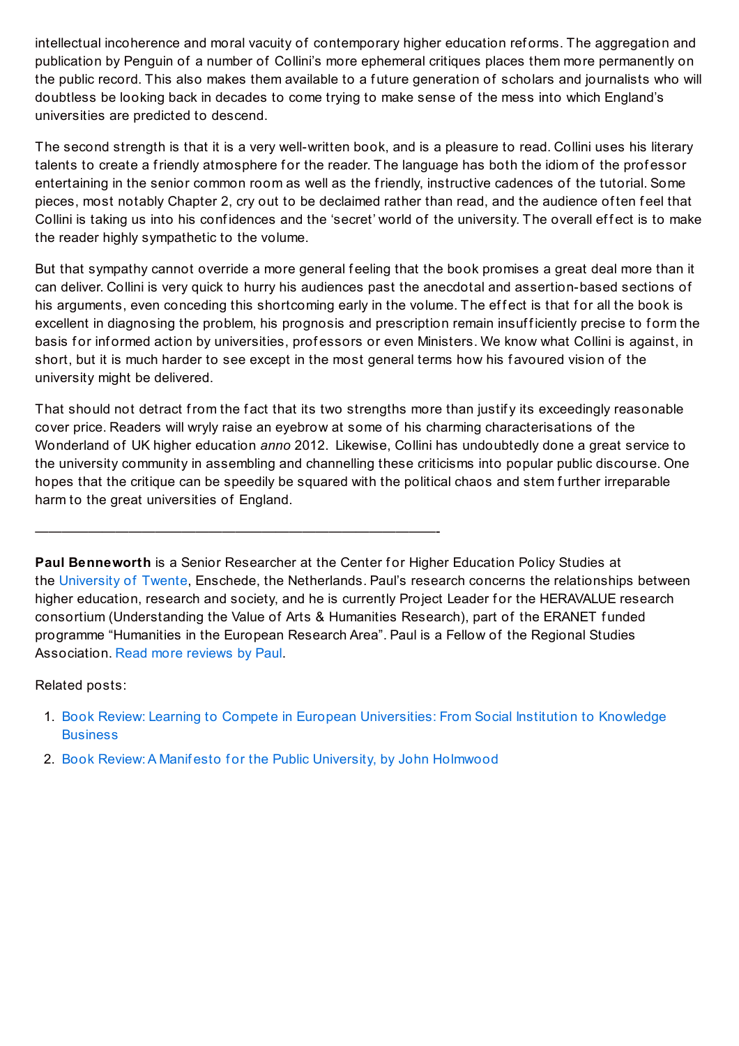intellectual incoherence and moral vacuity of contemporary higher education reforms. The aggregation and publication by Penguin of a number of Collini's more ephemeral critiques places them more permanently on the public record. This also makes them available to a future generation of scholars and journalists who will doubtless be looking back in decades to come trying to make sense of the mess into which England's universities are predicted to descend.

The second strength is that it is a very well-written book, and is a pleasure to read. Collini uses his literary talents to create a friendly atmosphere for the reader. The language has both the idiom of the professor entertaining in the senior common room as well as the friendly, instructive cadences of the tutorial. Some pieces, most notably Chapter 2, cry out to be declaimed rather than read, and the audience often feel that Collini is taking us into his confidences and the 'secret' world of the university. The overall effect is to make the reader highly sympathetic to the volume.

But that sympathy cannot override a more general feeling that the book promises a great deal more than it can deliver. Collini is very quick to hurry his audiences past the anecdotal and assertion-based sections of his arguments, even conceding this shortcoming early in the volume. The effect is that for all the book is excellent in diagnosing the problem, his prognosis and prescription remain insufficiently precise to form the basis for informed action by universities, professors or even Ministers. We know what Collini is against, in short, but it is much harder to see except in the most general terms how his favoured vision of the university might be delivered.

That should not detract from the fact that its two strengths more than justify its exceedingly reasonable cover price. Readers will wryly raise an eyebrow at some of his charming characterisations of the Wonderland of UK higher education *anno* 2012. Likewise, Collini has undoubtedly done a great service to the university community in assembling and channelling these criticisms into popular public discourse. One hopes that the critique can be speedily be squared with the political chaos and stem further irreparable harm to the great universities of England.

——————————————————————————————-

**Paul Benneworth** is a Senior Researcher at the Center for Higher Education Policy Studies at the University of Twente, Enschede, the Netherlands. Paul's research concerns the relationships between higher education, research and society, and he is currently Project Leader for the HERAVALUE research consortium (Understanding the Value of Arts & Humanities Research), part of the ERANET funded programme "Humanities in the European Research Area". Paul is a Fellow of the Regional Studies Association. Read more reviews by Paul.

Related posts:

1. Book Review: Learning to Compete in European Universities: From Social Institution to Knowledge Business
2. Book Review: A Manifesto for the Public University, by John Holmwood